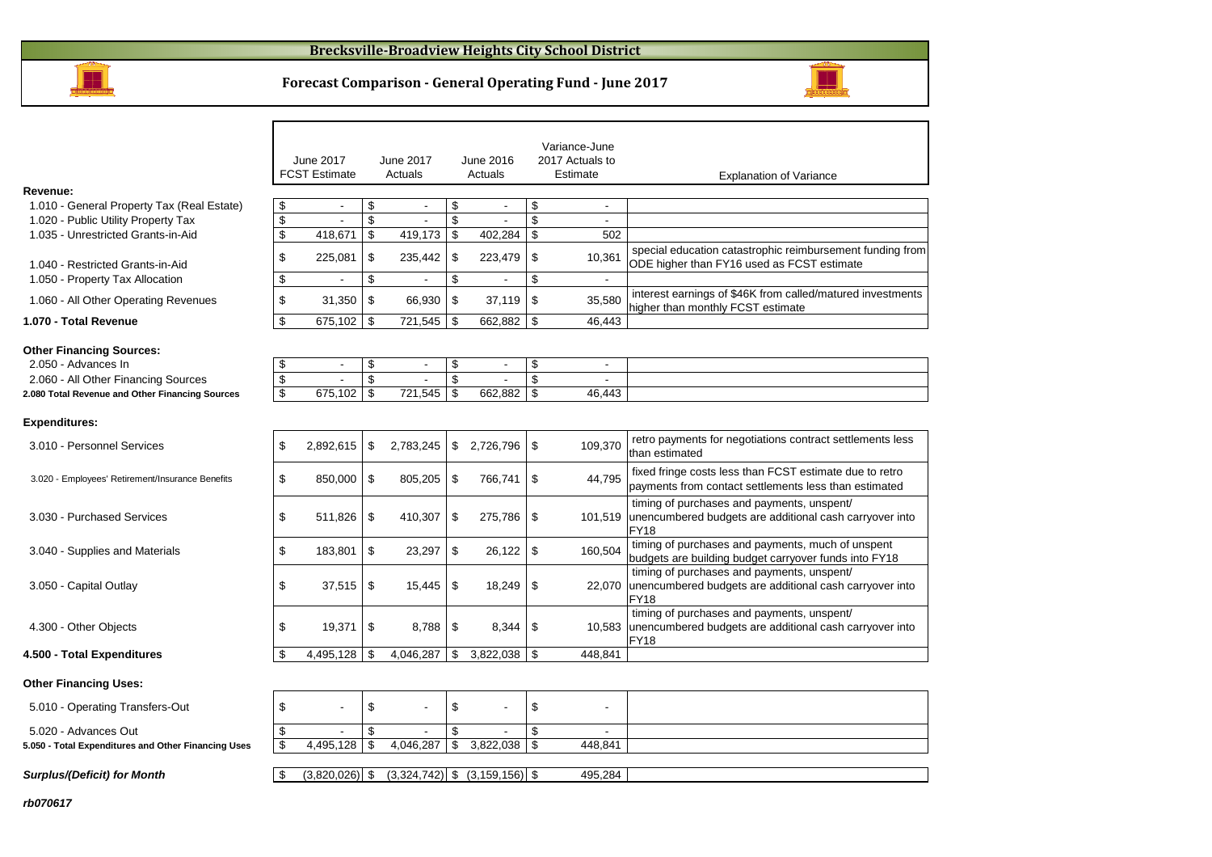# Brecksville-Broadview Heights City School District

## Forecast Comparison - General Operating Fund - June 2017

| | June 2017 FCST Estimate | June 2017 Actuals | June 2016 Actuals | Variance-June 2017 Actuals to Estimate | Explanation of Variance |
|---|---|---|---|---|---|
| **Revenue:** | | | | | |
| 1.010 - General Property Tax (Real Estate) | $ - | $ - | $ - | $ - | |
| 1.020 - Public Utility Property Tax | $ - | $ - | $ - | $ - | |
| 1.035 - Unrestricted Grants-in-Aid | $ 418,671 | $ 419,173 | $ 402,284 | $ 502 | |
| 1.040 - Restricted Grants-in-Aid | $ 225,081 | $ 235,442 | $ 223,479 | $ 10,361 | special education catastrophic reimbursement funding from ODE higher than FY16 used as FCST estimate |
| 1.050 - Property Tax Allocation | $ - | $ - | $ - | $ - | |
| 1.060 - All Other Operating Revenues | $ 31,350 | $ 66,930 | $ 37,119 | $ 35,580 | interest earnings of $46K from called/matured investments higher than monthly FCST estimate |
| **1.070 - Total Revenue** | $ 675,102 | $ 721,545 | $ 662,882 | $ 46,443 | |
| **Other Financing Sources:** | | | | | |
| 2.050 - Advances In | $ - | $ - | $ - | $ - | |
| 2.060 - All Other Financing Sources | $ - | $ - | $ - | $ - | |
| **2.080 Total Revenue and Other Financing Sources** | $ 675,102 | $ 721,545 | $ 662,882 | $ 46,443 | |
| **Expenditures:** | | | | | |
| 3.010 - Personnel Services | $ 2,892,615 | $ 2,783,245 | $ 2,726,796 | $ 109,370 | retro payments for negotiations contract settlements less than estimated |
| 3.020 - Employees' Retirement/Insurance Benefits | $ 850,000 | $ 805,205 | $ 766,741 | $ 44,795 | fixed fringe costs less than FCST estimate due to retro payments from contact settlements less than estimated |
| 3.030 - Purchased Services | $ 511,826 | $ 410,307 | $ 275,786 | $ 101,519 | timing of purchases and payments, unspent/ unencumbered budgets are additional cash carryover into FY18 |
| 3.040 - Supplies and Materials | $ 183,801 | $ 23,297 | $ 26,122 | $ 160,504 | timing of purchases and payments, much of unspent budgets are building budget carryover funds into FY18 |
| 3.050 - Capital Outlay | $ 37,515 | $ 15,445 | $ 18,249 | $ 22,070 | timing of purchases and payments, unspent/ unencumbered budgets are additional cash carryover into FY18 |
| 4.300 - Other Objects | $ 19,371 | $ 8,788 | $ 8,344 | $ 10,583 | timing of purchases and payments, unspent/ unencumbered budgets are additional cash carryover into FY18 |
| **4.500 - Total Expenditures** | $ 4,495,128 | $ 4,046,287 | $ 3,822,038 | $ 448,841 | |
| **Other Financing Uses:** | | | | | |
| 5.010 - Operating Transfers-Out | $ - | $ - | $ - | $ - | |
| 5.020 - Advances Out | $ - | $ - | $ - | $ - | |
| **5.050 - Total Expenditures and Other Financing Uses** | $ 4,495,128 | $ 4,046,287 | $ 3,822,038 | $ 448,841 | |
| ***Surplus/(Deficit) for Month*** | $ (3,820,026) | $ (3,324,742) | $ (3,159,156) | $ 495,284 | |

***rb070617***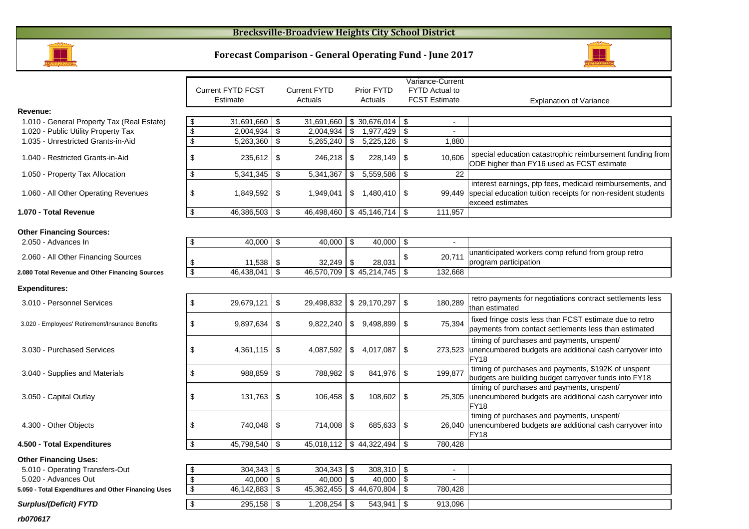# Brecksville-Broadview Heights City School District

## Forecast Comparison - General Operating Fund - June 2017

| | Current FYTD FCST Estimate | Current FYTD Actuals | Prior FYTD Actuals | Variance-Current FYTD Actual to FCST Estimate | Explanation of Variance |
|---|---|---|---|---|---|
| **Revenue:** | | | | | |
| 1.010 - General Property Tax (Real Estate) | $ 31,691,660 | $ 31,691,660 | $ 30,676,014 | $ - | |
| 1.020 - Public Utility Property Tax | $ 2,004,934 | $ 2,004,934 | $ 1,977,429 | $ - | |
| 1.035 - Unrestricted Grants-in-Aid | $ 5,263,360 | $ 5,265,240 | $ 5,225,126 | $ 1,880 | |
| 1.040 - Restricted Grants-in-Aid | $ 235,612 | $ 246,218 | $ 228,149 | $ 10,606 | special education catastrophic reimbursement funding from ODE higher than FY16 used as FCST estimate |
| 1.050 - Property Tax Allocation | $ 5,341,345 | $ 5,341,367 | $ 5,559,586 | $ 22 | |
| 1.060 - All Other Operating Revenues | $ 1,849,592 | $ 1,949,041 | $ 1,480,410 | $ 99,449 | interest earnings, ptp fees, medicaid reimbursements, and special education tuition receipts for non-resident students exceed estimates |
| **1.070 - Total Revenue** | $ 46,386,503 | $ 46,498,460 | $ 45,146,714 | $ 111,957 | |
| **Other Financing Sources:** | | | | | |
| 2.050 - Advances In | $ 40,000 | $ 40,000 | $ 40,000 | $ - | |
| 2.060 - All Other Financing Sources | $ 11,538 | $ 32,249 | $ 28,031 | $ 20,711 | unanticipated workers comp refund from group retro program participation |
| **2.080 Total Revenue and Other Financing Sources** | $ 46,438,041 | $ 46,570,709 | $ 45,214,745 | $ 132,668 | |
| **Expenditures:** | | | | | |
| 3.010 - Personnel Services | $ 29,679,121 | $ 29,498,832 | $ 29,170,297 | $ 180,289 | retro payments for negotiations contract settlements less than estimated |
| 3.020 - Employees' Retirement/Insurance Benefits | $ 9,897,634 | $ 9,822,240 | $ 9,498,899 | $ 75,394 | fixed fringe costs less than FCST estimate due to retro payments from contact settlements less than estimated |
| 3.030 - Purchased Services | $ 4,361,115 | $ 4,087,592 | $ 4,017,087 | $ 273,523 | timing of purchases and payments, unspent/ unencumbered budgets are additional cash carryover into FY18 |
| 3.040 - Supplies and Materials | $ 988,859 | $ 788,982 | $ 841,976 | $ 199,877 | timing of purchases and payments, $192K of unspent budgets are building budget carryover funds into FY18 |
| 3.050 - Capital Outlay | $ 131,763 | $ 106,458 | $ 108,602 | $ 25,305 | timing of purchases and payments, unspent/ unencumbered budgets are additional cash carryover into FY18 |
| 4.300 - Other Objects | $ 740,048 | $ 714,008 | $ 685,633 | $ 26,040 | timing of purchases and payments, unspent/ unencumbered budgets are additional cash carryover into FY18 |
| **4.500 - Total Expenditures** | $ 45,798,540 | $ 45,018,112 | $ 44,322,494 | $ 780,428 | |
| **Other Financing Uses:** | | | | | |
| 5.010 - Operating Transfers-Out | $ 304,343 | $ 304,343 | $ 308,310 | $ - | |
| 5.020 - Advances Out | $ 40,000 | $ 40,000 | $ 40,000 | $ - | |
| **5.050 - Total Expenditures and Other Financing Uses** | $ 46,142,883 | $ 45,362,455 | $ 44,670,804 | $ 780,428 | |
| ***Surplus/(Deficit) FYTD*** | $ 295,158 | $ 1,208,254 | $ 543,941 | $ 913,096 | |

***rb070617***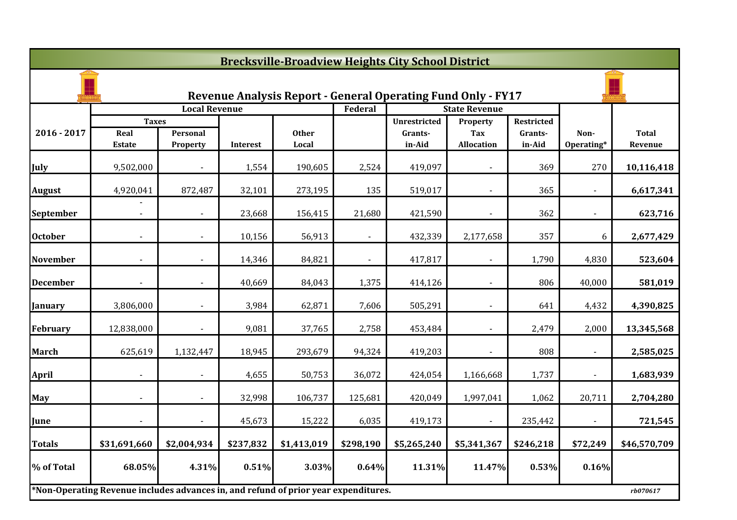# Brecksville-Broadview Heights City School District

## Revenue Analysis Report - General Operating Fund Only - FY17

| 2016 - 2017 | Local Revenue | | | | Federal | State Revenue | | | | |
|---|---|---|---|---|---|---|---|---|---|---|
| | Taxes | | | | | | | | | |
| | Real Estate | Personal Property | Interest | Other Local | | Unrestricted Grants-in-Aid | Property Tax Allocation | Restricted Grants-in-Aid | Non-Operating* | Total Revenue |
| **July** | 9,502,000 | - | 1,554 | 190,605 | 2,524 | 419,097 | - | 369 | 270 | **10,116,418** |
| **August** | 4,920,041 | 872,487 | 32,101 | 273,195 | 135 | 519,017 | - | 365 | - | **6,617,341** |
| **September** | - - | - | 23,668 | 156,415 | 21,680 | 421,590 | - | 362 | - | **623,716** |
| **October** | - | - | 10,156 | 56,913 | - | 432,339 | 2,177,658 | 357 | 6 | **2,677,429** |
| **November** | - | - | 14,346 | 84,821 | - | 417,817 | - | 1,790 | 4,830 | **523,604** |
| **December** | - | - | 40,669 | 84,043 | 1,375 | 414,126 | - | 806 | 40,000 | **581,019** |
| **January** | 3,806,000 | - | 3,984 | 62,871 | 7,606 | 505,291 | - | 641 | 4,432 | **4,390,825** |
| **February** | 12,838,000 | - | 9,081 | 37,765 | 2,758 | 453,484 | - | 2,479 | 2,000 | **13,345,568** |
| **March** | 625,619 | 1,132,447 | 18,945 | 293,679 | 94,324 | 419,203 | - | 808 | - | **2,585,025** |
| **April** | - | - | 4,655 | 50,753 | 36,072 | 424,054 | 1,166,668 | 1,737 | - | **1,683,939** |
| **May** | - | - | 32,998 | 106,737 | 125,681 | 420,049 | 1,997,041 | 1,062 | 20,711 | **2,704,280** |
| **June** | - | - | 45,673 | 15,222 | 6,035 | 419,173 | - | 235,442 | - | **721,545** |
| **Totals** | **$31,691,660** | **$2,004,934** | **$237,832** | **$1,413,019** | **$298,190** | **$5,265,240** | **$5,341,367** | **$246,218** | **$72,249** | **$46,570,709** |
| **% of Total** | **68.05%** | **4.31%** | **0.51%** | **3.03%** | **0.64%** | **11.31%** | **11.47%** | **0.53%** | **0.16%** | |

***Non-Operating Revenue includes advances in, and refund of prior year expenditures.**

*rb070617*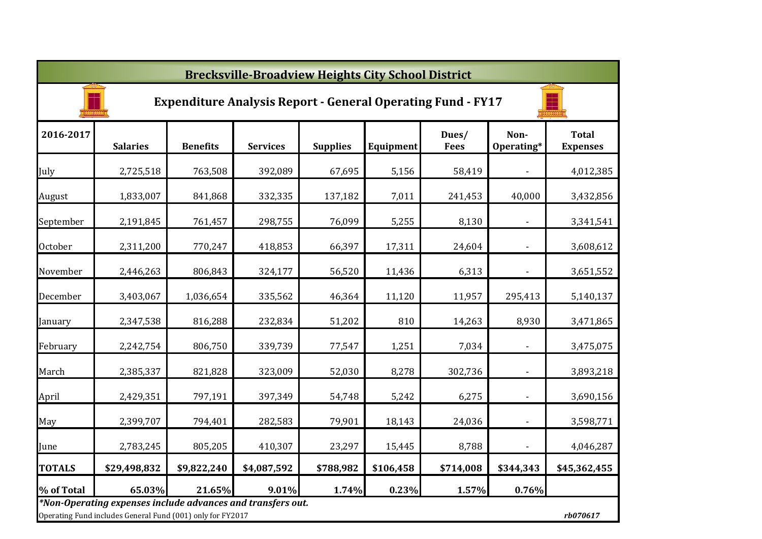# Brecksville-Broadview Heights City School District

## Expenditure Analysis Report - General Operating Fund - FY17

| 2016-2017 | Salaries | Benefits | Services | Supplies | Equipment | Dues/ Fees | Non-Operating* | Total Expenses |
|---|---|---|---|---|---|---|---|---|
| July | 2,725,518 | 763,508 | 392,089 | 67,695 | 5,156 | 58,419 | - | 4,012,385 |
| August | 1,833,007 | 841,868 | 332,335 | 137,182 | 7,011 | 241,453 | 40,000 | 3,432,856 |
| September | 2,191,845 | 761,457 | 298,755 | 76,099 | 5,255 | 8,130 | - | 3,341,541 |
| October | 2,311,200 | 770,247 | 418,853 | 66,397 | 17,311 | 24,604 | - | 3,608,612 |
| November | 2,446,263 | 806,843 | 324,177 | 56,520 | 11,436 | 6,313 | - | 3,651,552 |
| December | 3,403,067 | 1,036,654 | 335,562 | 46,364 | 11,120 | 11,957 | 295,413 | 5,140,137 |
| January | 2,347,538 | 816,288 | 232,834 | 51,202 | 810 | 14,263 | 8,930 | 3,471,865 |
| February | 2,242,754 | 806,750 | 339,739 | 77,547 | 1,251 | 7,034 | - | 3,475,075 |
| March | 2,385,337 | 821,828 | 323,009 | 52,030 | 8,278 | 302,736 | - | 3,893,218 |
| April | 2,429,351 | 797,191 | 397,349 | 54,748 | 5,242 | 6,275 | - | 3,690,156 |
| May | 2,399,707 | 794,401 | 282,583 | 79,901 | 18,143 | 24,036 | - | 3,598,771 |
| June | 2,783,245 | 805,205 | 410,307 | 23,297 | 15,445 | 8,788 | - | 4,046,287 |
| **TOTALS** | **$29,498,832** | **$9,822,240** | **$4,087,592** | **$788,982** | **$106,458** | **$714,008** | **$344,343** | **$45,362,455** |
| **% of Total** | **65.03%** | **21.65%** | **9.01%** | **1.74%** | **0.23%** | **1.57%** | **0.76%** | |

***Non-Operating expenses include advances and transfers out.***

Operating Fund includes General Fund (001) only for FY2017

*rb070617*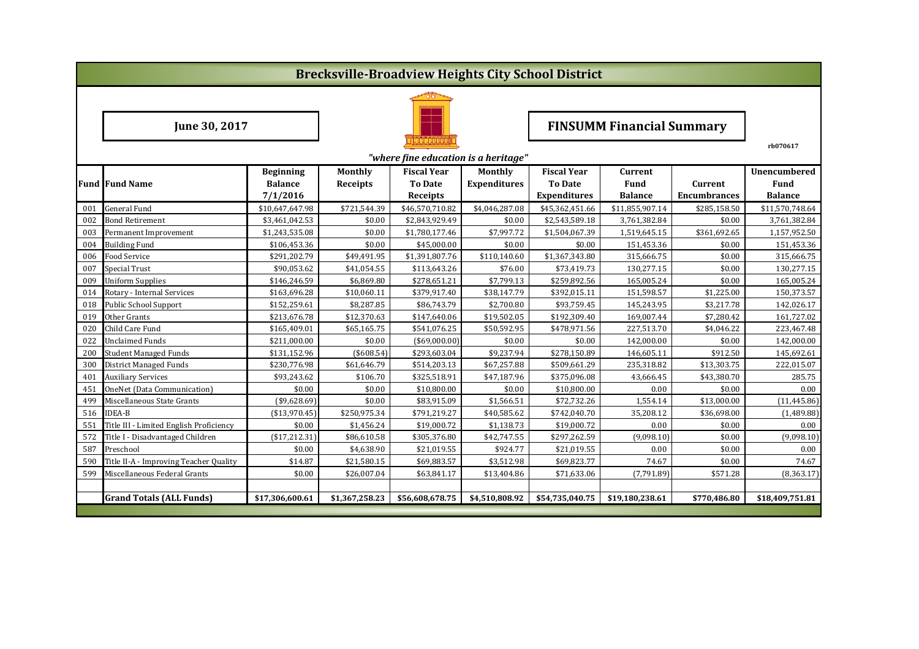# Brecksville-Broadview Heights City School District

**June 30, 2017**

## FINSUMM Financial Summary

rb070617

*"where fine education is a heritage"*

| Fund | Fund Name | Beginning Balance 7/1/2016 | Monthly Receipts | Fiscal Year To Date Receipts | Monthly Expenditures | Fiscal Year To Date Expenditures | Current Fund Balance | Current Encumbrances | Unencumbered Fund Balance |
|---|---|---|---|---|---|---|---|---|---|
| 001 | General Fund | $10,647,647.98 | $721,544.39 | $46,570,710.82 | $4,046,287.08 | $45,362,451.66 | $11,855,907.14 | $285,158.50 | $11,570,748.64 |
| 002 | Bond Retirement | $3,461,042.53 | $0.00 | $2,843,929.49 | $0.00 | $2,543,589.18 | 3,761,382.84 | $0.00 | 3,761,382.84 |
| 003 | Permanent Improvement | $1,243,535.08 | $0.00 | $1,780,177.46 | $7,997.72 | $1,504,067.39 | 1,519,645.15 | $361,692.65 | 1,157,952.50 |
| 004 | Building Fund | $106,453.36 | $0.00 | $45,000.00 | $0.00 | $0.00 | 151,453.36 | $0.00 | 151,453.36 |
| 006 | Food Service | $291,202.79 | $49,491.95 | $1,391,807.76 | $110,140.60 | $1,367,343.80 | 315,666.75 | $0.00 | 315,666.75 |
| 007 | Special Trust | $90,053.62 | $41,054.55 | $113,643.26 | $76.00 | $73,419.73 | 130,277.15 | $0.00 | 130,277.15 |
| 009 | Uniform Supplies | $146,246.59 | $6,869.80 | $278,651.21 | $7,799.13 | $259,892.56 | 165,005.24 | $0.00 | 165,005.24 |
| 014 | Rotary - Internal Services | $163,696.28 | $10,060.11 | $379,917.40 | $38,147.79 | $392,015.11 | 151,598.57 | $1,225.00 | 150,373.57 |
| 018 | Public School Support | $152,259.61 | $8,287.85 | $86,743.79 | $2,700.80 | $93,759.45 | 145,243.95 | $3,217.78 | 142,026.17 |
| 019 | Other Grants | $213,676.78 | $12,370.63 | $147,640.06 | $19,502.05 | $192,309.40 | 169,007.44 | $7,280.42 | 161,727.02 |
| 020 | Child Care Fund | $165,409.01 | $65,165.75 | $541,076.25 | $50,592.95 | $478,971.56 | 227,513.70 | $4,046.22 | 223,467.48 |
| 022 | Unclaimed Funds | $211,000.00 | $0.00 | ($69,000.00) | $0.00 | $0.00 | 142,000.00 | $0.00 | 142,000.00 |
| 200 | Student Managed Funds | $131,152.96 | ($608.54) | $293,603.04 | $9,237.94 | $278,150.89 | 146,605.11 | $912.50 | 145,692.61 |
| 300 | District Managed Funds | $230,776.98 | $61,646.79 | $514,203.13 | $67,257.88 | $509,661.29 | 235,318.82 | $13,303.75 | 222,015.07 |
| 401 | Auxiliary Services | $93,243.62 | $106.70 | $325,518.91 | $47,187.96 | $375,096.08 | 43,666.45 | $43,380.70 | 285.75 |
| 451 | OneNet (Data Communication) | $0.00 | $0.00 | $10,800.00 | $0.00 | $10,800.00 | 0.00 | $0.00 | 0.00 |
| 499 | Miscellaneous State Grants | ($9,628.69) | $0.00 | $83,915.09 | $1,566.51 | $72,732.26 | 1,554.14 | $13,000.00 | (11,445.86) |
| 516 | IDEA-B | ($13,970.45) | $250,975.34 | $791,219.27 | $40,585.62 | $742,040.70 | 35,208.12 | $36,698.00 | (1,489.88) |
| 551 | Title III - Limited English Proficiency | $0.00 | $1,456.24 | $19,000.72 | $1,138.73 | $19,000.72 | 0.00 | $0.00 | 0.00 |
| 572 | Title I - Disadvantaged Children | ($17,212.31) | $86,610.58 | $305,376.80 | $42,747.55 | $297,262.59 | (9,098.10) | $0.00 | (9,098.10) |
| 587 | Preschool | $0.00 | $4,638.90 | $21,019.55 | $924.77 | $21,019.55 | 0.00 | $0.00 | 0.00 |
| 590 | Title II-A - Improving Teacher Quality | $14.87 | $21,580.15 | $69,883.57 | $3,512.98 | $69,823.77 | 74.67 | $0.00 | 74.67 |
| 599 | Miscellaneous Federal Grants | $0.00 | $26,007.04 | $63,841.17 | $13,404.86 | $71,633.06 | (7,791.89) | $571.28 | (8,363.17) |
| | | | | | | | | | |
| | **Grand Totals (ALL Funds)** | **$17,306,600.61** | **$1,367,258.23** | **$56,608,678.75** | **$4,510,808.92** | **$54,735,040.75** | **$19,180,238.61** | **$770,486.80** | **$18,409,751.81** |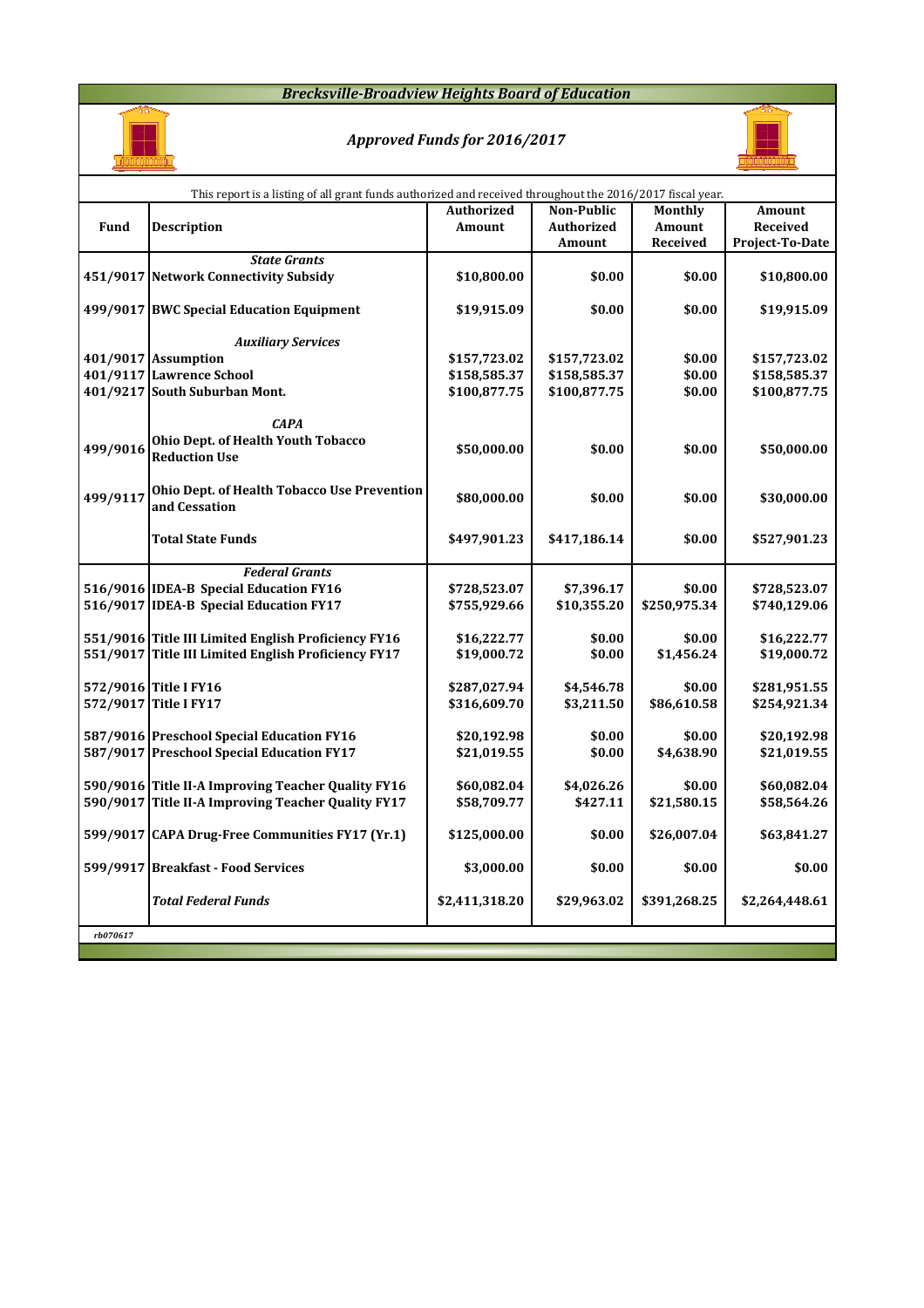# Brecksville-Broadview Heights Board of Education

## Approved Funds for 2016/2017

This report is a listing of all grant funds authorized and received throughout the 2016/2017 fiscal year.

| Fund | Description | Authorized Amount | Non-Public Authorized Amount | Monthly Amount Received | Amount Received Project-To-Date |
|---|---|---|---|---|---|
| | ***State Grants*** | | | | |
| 451/9017 | **Network Connectivity Subsidy** | $10,800.00 | $0.00 | $0.00 | $10,800.00 |
| 499/9017 | **BWC Special Education Equipment** | $19,915.09 | $0.00 | $0.00 | $19,915.09 |
| | ***Auxiliary Services*** | | | | |
| 401/9017 | **Assumption** | $157,723.02 | $157,723.02 | $0.00 | $157,723.02 |
| 401/9117 | **Lawrence School** | $158,585.37 | $158,585.37 | $0.00 | $158,585.37 |
| 401/9217 | **South Suburban Mont.** | $100,877.75 | $100,877.75 | $0.00 | $100,877.75 |
| | ***CAPA*** | | | | |
| 499/9016 | **Ohio Dept. of Health Youth Tobacco Reduction Use** | $50,000.00 | $0.00 | $0.00 | $50,000.00 |
| 499/9117 | **Ohio Dept. of Health Tobacco Use Prevention and Cessation** | $80,000.00 | $0.00 | $0.00 | $30,000.00 |
| | **Total State Funds** | $497,901.23 | $417,186.14 | $0.00 | $527,901.23 |
| | ***Federal Grants*** | | | | |
| 516/9016 | **IDEA-B Special Education FY16** | $728,523.07 | $7,396.17 | $0.00 | $728,523.07 |
| 516/9017 | **IDEA-B Special Education FY17** | $755,929.66 | $10,355.20 | $250,975.34 | $740,129.06 |
| 551/9016 | **Title III Limited English Proficiency FY16** | $16,222.77 | $0.00 | $0.00 | $16,222.77 |
| 551/9017 | **Title III Limited English Proficiency FY17** | $19,000.72 | $0.00 | $1,456.24 | $19,000.72 |
| 572/9016 | **Title I FY16** | $287,027.94 | $4,546.78 | $0.00 | $281,951.55 |
| 572/9017 | **Title I FY17** | $316,609.70 | $3,211.50 | $86,610.58 | $254,921.34 |
| 587/9016 | **Preschool Special Education FY16** | $20,192.98 | $0.00 | $0.00 | $20,192.98 |
| 587/9017 | **Preschool Special Education FY17** | $21,019.55 | $0.00 | $4,638.90 | $21,019.55 |
| 590/9016 | **Title II-A Improving Teacher Quality FY16** | $60,082.04 | $4,026.26 | $0.00 | $60,082.04 |
| 590/9017 | **Title II-A Improving Teacher Quality FY17** | $58,709.77 | $427.11 | $21,580.15 | $58,564.26 |
| 599/9017 | **CAPA Drug-Free Communities FY17 (Yr.1)** | $125,000.00 | $0.00 | $26,007.04 | $63,841.27 |
| 599/9917 | **Breakfast - Food Services** | $3,000.00 | $0.00 | $0.00 | $0.00 |
| | ***Total Federal Funds*** | $2,411,318.20 | $29,963.02 | $391,268.25 | $2,264,448.61 |

*rb070617*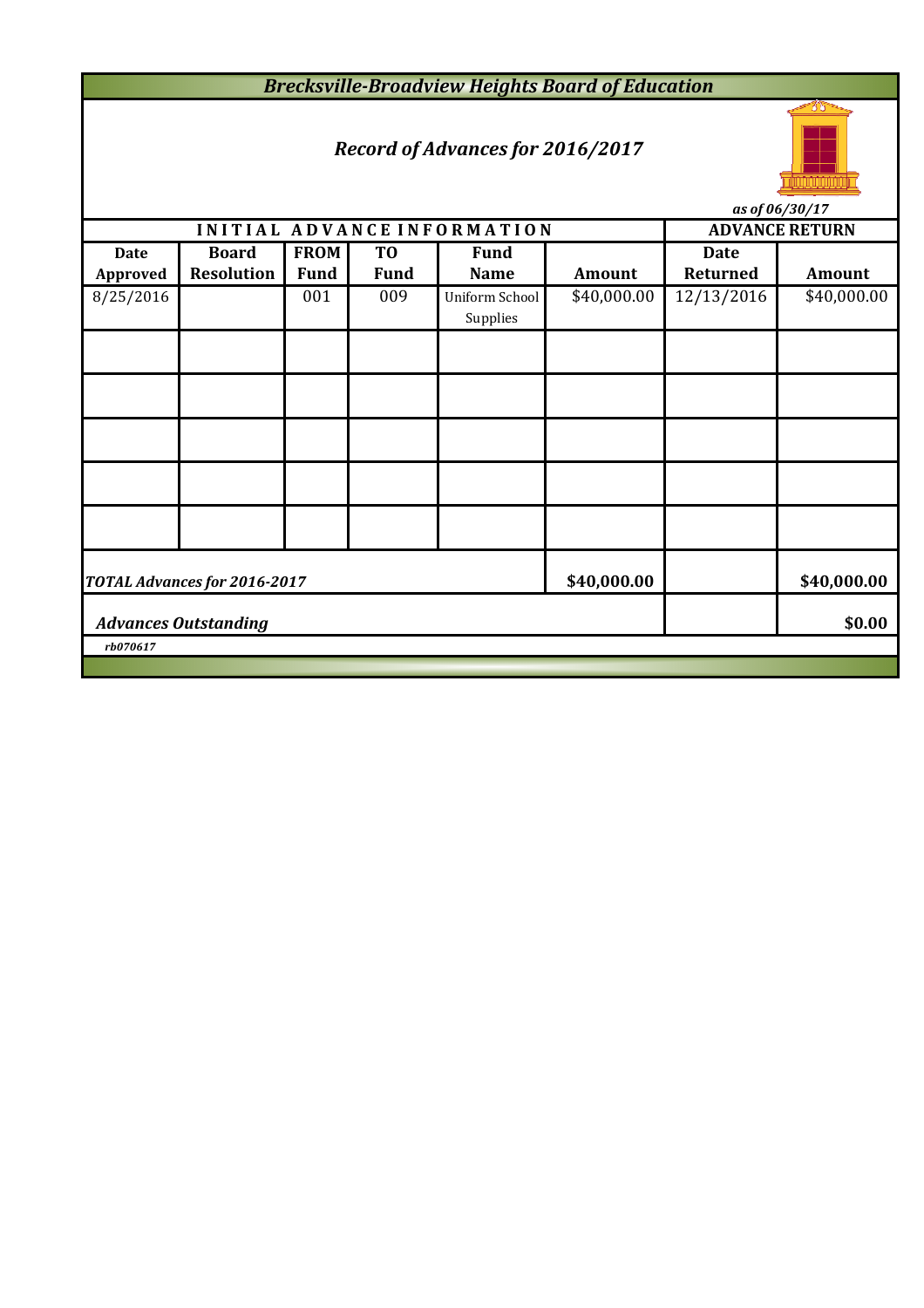# *Brecksville-Broadview Heights Board of Education*

## *Record of Advances for 2016/2017*

*as of 06/30/17*

| INITIAL ADVANCE INFORMATION | | | | | | ADVANCE RETURN | |
|---|---|---|---|---|---|---|---|
| **Date Approved** | **Board Resolution** | **FROM Fund** | **TO Fund** | **Fund Name** | **Amount** | **Date Returned** | **Amount** |
| 8/25/2016 | | 001 | 009 | Uniform School Supplies | $40,000.00 | 12/13/2016 | $40,000.00 |
| | | | | | | | |
| | | | | | | | |
| | | | | | | | |
| | | | | | | | |
| | | | | | | | |
| ***TOTAL Advances for 2016-2017*** | | | | | **$40,000.00** | | **$40,000.00** |
| ***Advances Outstanding*** | | | | | | | **$0.00** |

***rb070617***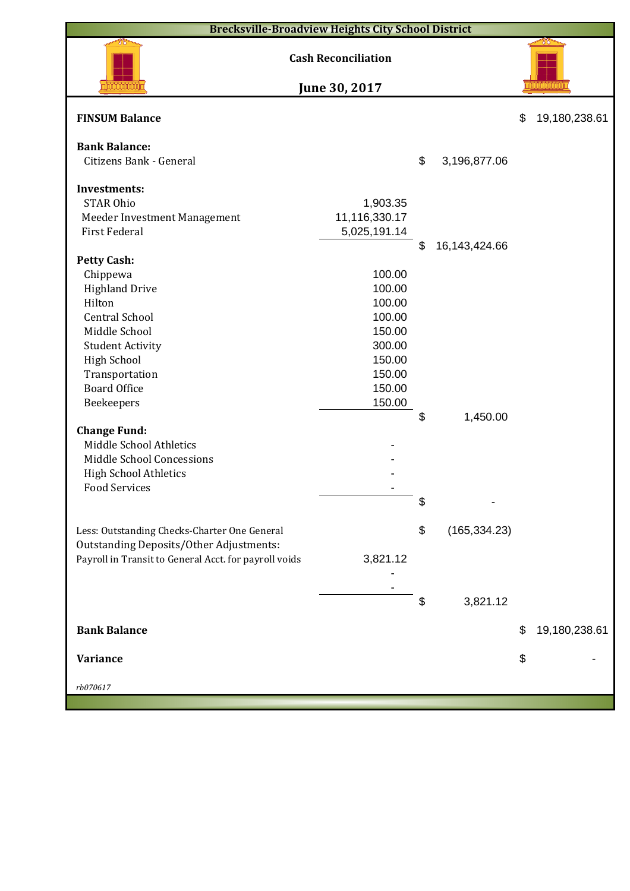# Brecksville-Broadview Heights City School District

## Cash Reconciliation

## June 30, 2017

| | | | |
|---|---|---|---|
| **FINSUM Balance** | | | $ 19,180,238.61 |
| | | | |
| **Bank Balance:** | | | |
| Citizens Bank - General | | $ 3,196,877.06 | |
| | | | |
| **Investments:** | | | |
| STAR Ohio | 1,903.35 | | |
| Meeder Investment Management | 11,116,330.17 | | |
| First Federal | 5,025,191.14 | | |
| | | $ 16,143,424.66 | |
| **Petty Cash:** | | | |
| Chippewa | 100.00 | | |
| Highland Drive | 100.00 | | |
| Hilton | 100.00 | | |
| Central School | 100.00 | | |
| Middle School | 150.00 | | |
| Student Activity | 300.00 | | |
| High School | 150.00 | | |
| Transportation | 150.00 | | |
| Board Office | 150.00 | | |
| Beekeepers | 150.00 | | |
| | | $ 1,450.00 | |
| **Change Fund:** | | | |
| Middle School Athletics | - | | |
| Middle School Concessions | - | | |
| High School Athletics | - | | |
| Food Services | - | | |
| | | $ - | |
| | | | |
| Less: Outstanding Checks-Charter One General | | $ (165,334.23) | |
| Outstanding Deposits/Other Adjustments: | | | |
| Payroll in Transit to General Acct. for payroll voids | 3,821.12 | | |
| | - | | |
| | - | | |
| | | $ 3,821.12 | |
| | | | |
| **Bank Balance** | | | $ 19,180,238.61 |
| | | | |
| **Variance** | | | $ - |

*rb070617*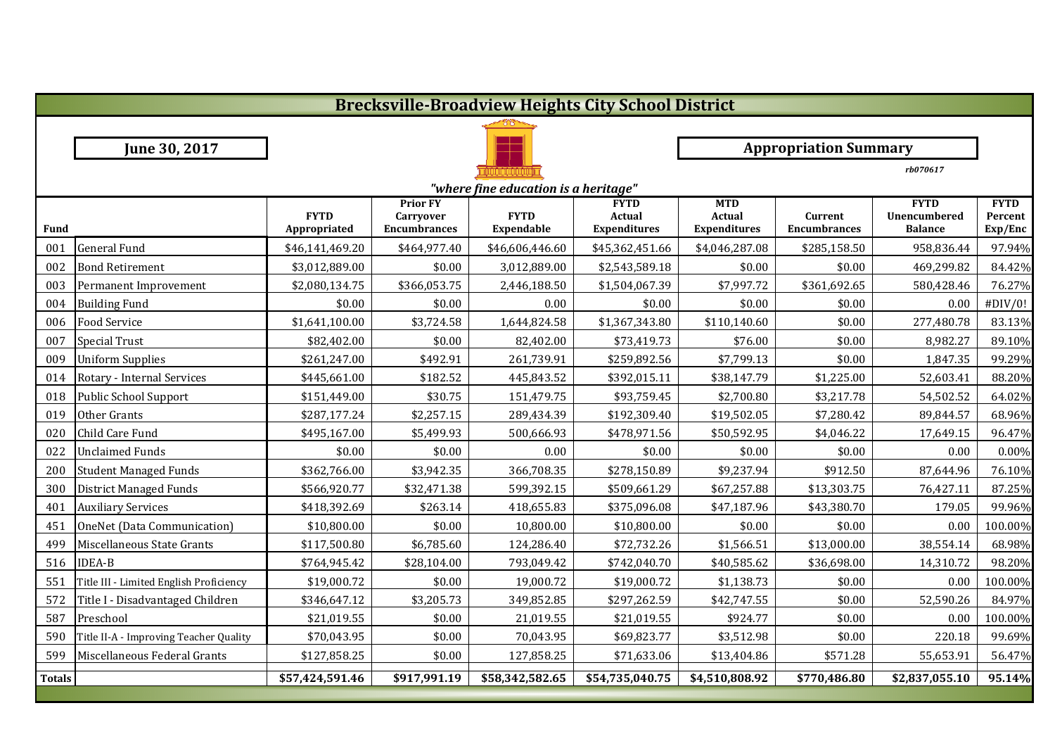# Brecksville-Broadview Heights City School District

**June 30, 2017**

**Appropriation Summary**

*rb070617*

*"where fine education is a heritage"*

| Fund | | FYTD Appropriated | Prior FY Carryover Encumbrances | FYTD Expendable | FYTD Actual Expenditures | MTD Actual Expenditures | Current Encumbrances | FYTD Unencumbered Balance | FYTD Percent Exp/Enc |
|---|---|---|---|---|---|---|---|---|---|
| 001 | General Fund | $46,141,469.20 | $464,977.40 | $46,606,446.60 | $45,362,451.66 | $4,046,287.08 | $285,158.50 | 958,836.44 | 97.94% |
| 002 | Bond Retirement | $3,012,889.00 | $0.00 | 3,012,889.00 | $2,543,589.18 | $0.00 | $0.00 | 469,299.82 | 84.42% |
| 003 | Permanent Improvement | $2,080,134.75 | $366,053.75 | 2,446,188.50 | $1,504,067.39 | $7,997.72 | $361,692.65 | 580,428.46 | 76.27% |
| 004 | Building Fund | $0.00 | $0.00 | 0.00 | $0.00 | $0.00 | $0.00 | 0.00 | #DIV/0! |
| 006 | Food Service | $1,641,100.00 | $3,724.58 | 1,644,824.58 | $1,367,343.80 | $110,140.60 | $0.00 | 277,480.78 | 83.13% |
| 007 | Special Trust | $82,402.00 | $0.00 | 82,402.00 | $73,419.73 | $76.00 | $0.00 | 8,982.27 | 89.10% |
| 009 | Uniform Supplies | $261,247.00 | $492.91 | 261,739.91 | $259,892.56 | $7,799.13 | $0.00 | 1,847.35 | 99.29% |
| 014 | Rotary - Internal Services | $445,661.00 | $182.52 | 445,843.52 | $392,015.11 | $38,147.79 | $1,225.00 | 52,603.41 | 88.20% |
| 018 | Public School Support | $151,449.00 | $30.75 | 151,479.75 | $93,759.45 | $2,700.80 | $3,217.78 | 54,502.52 | 64.02% |
| 019 | Other Grants | $287,177.24 | $2,257.15 | 289,434.39 | $192,309.40 | $19,502.05 | $7,280.42 | 89,844.57 | 68.96% |
| 020 | Child Care Fund | $495,167.00 | $5,499.93 | 500,666.93 | $478,971.56 | $50,592.95 | $4,046.22 | 17,649.15 | 96.47% |
| 022 | Unclaimed Funds | $0.00 | $0.00 | 0.00 | $0.00 | $0.00 | $0.00 | 0.00 | 0.00% |
| 200 | Student Managed Funds | $362,766.00 | $3,942.35 | 366,708.35 | $278,150.89 | $9,237.94 | $912.50 | 87,644.96 | 76.10% |
| 300 | District Managed Funds | $566,920.77 | $32,471.38 | 599,392.15 | $509,661.29 | $67,257.88 | $13,303.75 | 76,427.11 | 87.25% |
| 401 | Auxiliary Services | $418,392.69 | $263.14 | 418,655.83 | $375,096.08 | $47,187.96 | $43,380.70 | 179.05 | 99.96% |
| 451 | OneNet (Data Communication) | $10,800.00 | $0.00 | 10,800.00 | $10,800.00 | $0.00 | $0.00 | 0.00 | 100.00% |
| 499 | Miscellaneous State Grants | $117,500.80 | $6,785.60 | 124,286.40 | $72,732.26 | $1,566.51 | $13,000.00 | 38,554.14 | 68.98% |
| 516 | IDEA-B | $764,945.42 | $28,104.00 | 793,049.42 | $742,040.70 | $40,585.62 | $36,698.00 | 14,310.72 | 98.20% |
| 551 | Title III - Limited English Proficiency | $19,000.72 | $0.00 | 19,000.72 | $19,000.72 | $1,138.73 | $0.00 | 0.00 | 100.00% |
| 572 | Title I - Disadvantaged Children | $346,647.12 | $3,205.73 | 349,852.85 | $297,262.59 | $42,747.55 | $0.00 | 52,590.26 | 84.97% |
| 587 | Preschool | $21,019.55 | $0.00 | 21,019.55 | $21,019.55 | $924.77 | $0.00 | 0.00 | 100.00% |
| 590 | Title II-A - Improving Teacher Quality | $70,043.95 | $0.00 | 70,043.95 | $69,823.77 | $3,512.98 | $0.00 | 220.18 | 99.69% |
| 599 | Miscellaneous Federal Grants | $127,858.25 | $0.00 | 127,858.25 | $71,633.06 | $13,404.86 | $571.28 | 55,653.91 | 56.47% |
| **Totals** | | **$57,424,591.46** | **$917,991.19** | **$58,342,582.65** | **$54,735,040.75** | **$4,510,808.92** | **$770,486.80** | **$2,837,055.10** | **95.14%** |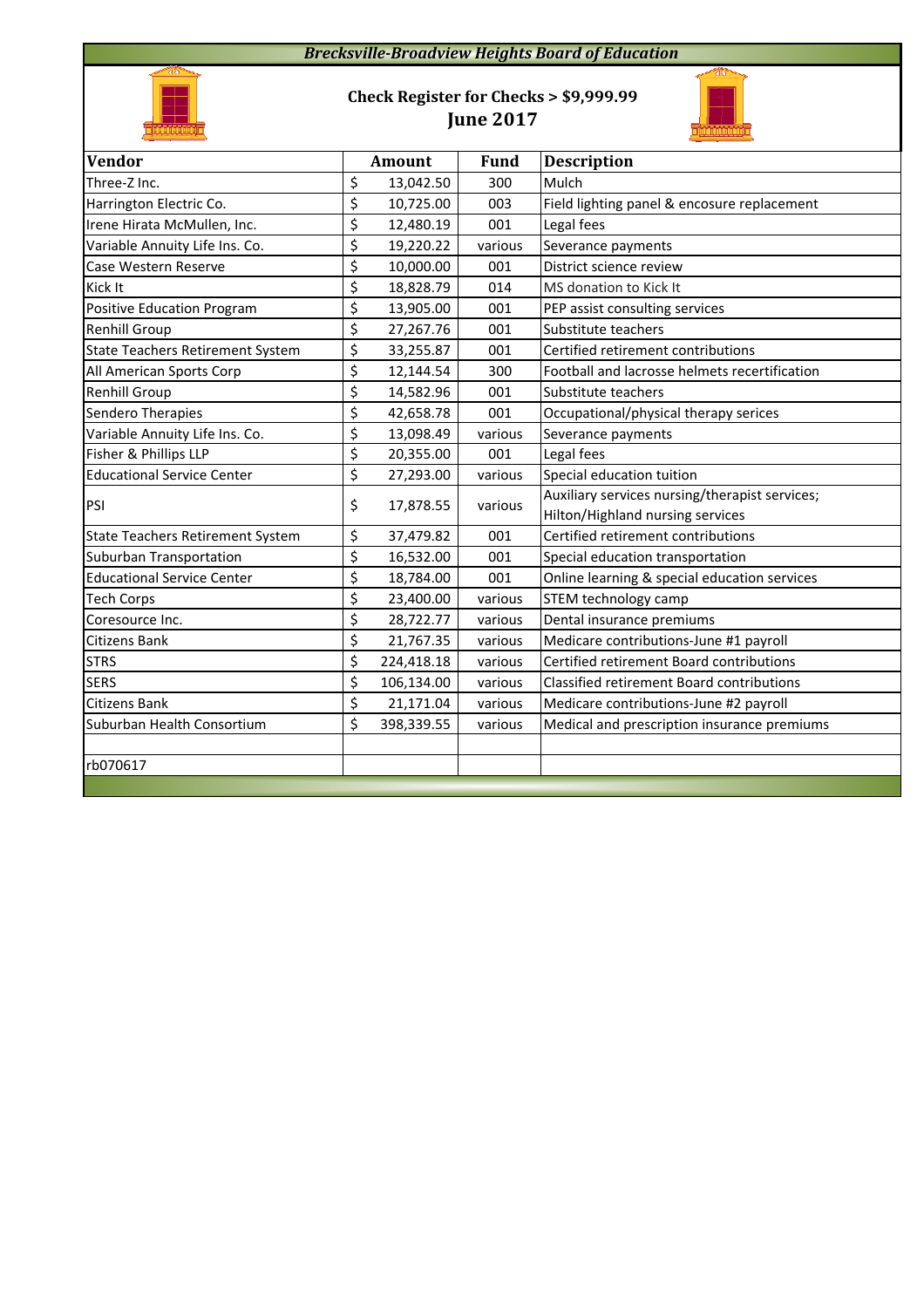***Brecksville-Broadview Heights Board of Education***

## Check Register for Checks > $9,999.99
## June 2017

| Vendor | Amount | Fund | Description |
|---|---|---|---|
| Three-Z Inc. | $ 13,042.50 | 300 | Mulch |
| Harrington Electric Co. | $ 10,725.00 | 003 | Field lighting panel & encosure replacement |
| Irene Hirata McMullen, Inc. | $ 12,480.19 | 001 | Legal fees |
| Variable Annuity Life Ins. Co. | $ 19,220.22 | various | Severance payments |
| Case Western Reserve | $ 10,000.00 | 001 | District science review |
| Kick It | $ 18,828.79 | 014 | MS donation to Kick It |
| Positive Education Program | $ 13,905.00 | 001 | PEP assist consulting services |
| Renhill Group | $ 27,267.76 | 001 | Substitute teachers |
| State Teachers Retirement System | $ 33,255.87 | 001 | Certified retirement contributions |
| All American Sports Corp | $ 12,144.54 | 300 | Football and lacrosse helmets recertification |
| Renhill Group | $ 14,582.96 | 001 | Substitute teachers |
| Sendero Therapies | $ 42,658.78 | 001 | Occupational/physical therapy serices |
| Variable Annuity Life Ins. Co. | $ 13,098.49 | various | Severance payments |
| Fisher & Phillips LLP | $ 20,355.00 | 001 | Legal fees |
| Educational Service Center | $ 27,293.00 | various | Special education tuition |
| PSI | $ 17,878.55 | various | Auxiliary services nursing/therapist services; Hilton/Highland nursing services |
| State Teachers Retirement System | $ 37,479.82 | 001 | Certified retirement contributions |
| Suburban Transportation | $ 16,532.00 | 001 | Special education transportation |
| Educational Service Center | $ 18,784.00 | 001 | Online learning & special education services |
| Tech Corps | $ 23,400.00 | various | STEM technology camp |
| Coresource Inc. | $ 28,722.77 | various | Dental insurance premiums |
| Citizens Bank | $ 21,767.35 | various | Medicare contributions-June #1 payroll |
| STRS | $ 224,418.18 | various | Certified retirement Board contributions |
| SERS | $ 106,134.00 | various | Classified retirement Board contributions |
| Citizens Bank | $ 21,171.04 | various | Medicare contributions-June #2 payroll |
| Suburban Health Consortium | $ 398,339.55 | various | Medical and prescription insurance premiums |
| | | | |
| rb070617 | | | |